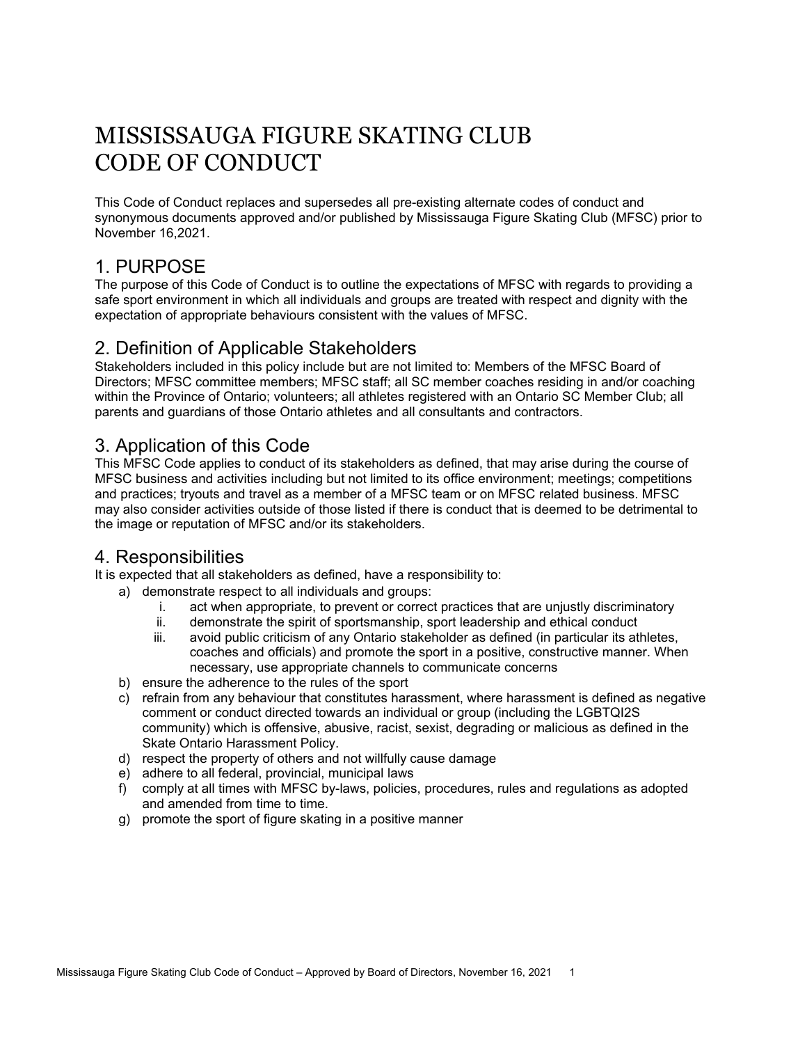# MISSISSAUGA FIGURE SKATING CLUB CODE OF CONDUCT

This Code of Conduct replaces and supersedes all pre-existing alternate codes of conduct and synonymous documents approved and/or published by Mississauga Figure Skating Club (MFSC) prior to November 16,2021.

## 1. PURPOSE

The purpose of this Code of Conduct is to outline the expectations of MFSC with regards to providing a safe sport environment in which all individuals and groups are treated with respect and dignity with the expectation of appropriate behaviours consistent with the values of MFSC.

## 2. Definition of Applicable Stakeholders

Stakeholders included in this policy include but are not limited to: Members of the MFSC Board of Directors; MFSC committee members; MFSC staff; all SC member coaches residing in and/or coaching within the Province of Ontario; volunteers; all athletes registered with an Ontario SC Member Club; all parents and guardians of those Ontario athletes and all consultants and contractors.

## 3. Application of this Code

This MFSC Code applies to conduct of its stakeholders as defined, that may arise during the course of MFSC business and activities including but not limited to its office environment; meetings; competitions and practices; tryouts and travel as a member of a MFSC team or on MFSC related business. MFSC may also consider activities outside of those listed if there is conduct that is deemed to be detrimental to the image or reputation of MFSC and/or its stakeholders.

## 4. Responsibilities

It is expected that all stakeholders as defined, have a responsibility to:

a) demonstrate respect to all individuals and groups:
   i. act when appropriate, to prevent or correct practices that are unjustly discriminatory
   ii. demonstrate the spirit of sportsmanship, sport leadership and ethical conduct
   iii. avoid public criticism of any Ontario stakeholder as defined (in particular its athletes, coaches and officials) and promote the sport in a positive, constructive manner. When necessary, use appropriate channels to communicate concerns

b) ensure the adherence to the rules of the sport

c) refrain from any behaviour that constitutes harassment, where harassment is defined as negative comment or conduct directed towards an individual or group (including the LGBTQI2S community) which is offensive, abusive, racist, sexist, degrading or malicious as defined in the Skate Ontario Harassment Policy.

d) respect the property of others and not willfully cause damage

e) adhere to all federal, provincial, municipal laws

f) comply at all times with MFSC by-laws, policies, procedures, rules and regulations as adopted and amended from time to time.

g) promote the sport of figure skating in a positive manner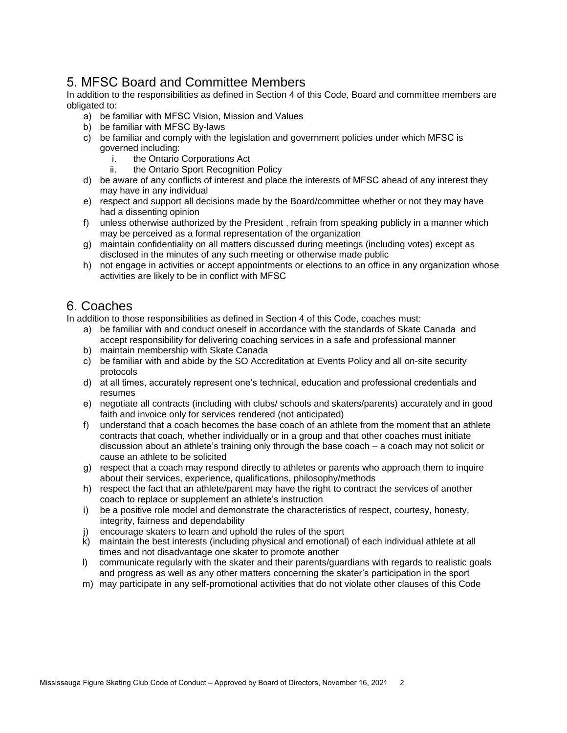## 5. MFSC Board and Committee Members

In addition to the responsibilities as defined in Section 4 of this Code, Board and committee members are obligated to:

a) be familiar with MFSC Vision, Mission and Values
b) be familiar with MFSC By-laws
c) be familiar and comply with the legislation and government policies under which MFSC is governed including:
    i. the Ontario Corporations Act
    ii. the Ontario Sport Recognition Policy
d) be aware of any conflicts of interest and place the interests of MFSC ahead of any interest they may have in any individual
e) respect and support all decisions made by the Board/committee whether or not they may have had a dissenting opinion
f) unless otherwise authorized by the President , refrain from speaking publicly in a manner which may be perceived as a formal representation of the organization
g) maintain confidentiality on all matters discussed during meetings (including votes) except as disclosed in the minutes of any such meeting or otherwise made public
h) not engage in activities or accept appointments or elections to an office in any organization whose activities are likely to be in conflict with MFSC

## 6. Coaches

In addition to those responsibilities as defined in Section 4 of this Code, coaches must:

a) be familiar with and conduct oneself in accordance with the standards of Skate Canada and accept responsibility for delivering coaching services in a safe and professional manner
b) maintain membership with Skate Canada
c) be familiar with and abide by the SO Accreditation at Events Policy and all on-site security protocols
d) at all times, accurately represent one's technical, education and professional credentials and resumes
e) negotiate all contracts (including with clubs/ schools and skaters/parents) accurately and in good faith and invoice only for services rendered (not anticipated)
f) understand that a coach becomes the base coach of an athlete from the moment that an athlete contracts that coach, whether individually or in a group and that other coaches must initiate discussion about an athlete's training only through the base coach – a coach may not solicit or cause an athlete to be solicited
g) respect that a coach may respond directly to athletes or parents who approach them to inquire about their services, experience, qualifications, philosophy/methods
h) respect the fact that an athlete/parent may have the right to contract the services of another coach to replace or supplement an athlete's instruction
i) be a positive role model and demonstrate the characteristics of respect, courtesy, honesty, integrity, fairness and dependability
j) encourage skaters to learn and uphold the rules of the sport
k) maintain the best interests (including physical and emotional) of each individual athlete at all times and not disadvantage one skater to promote another
l) communicate regularly with the skater and their parents/guardians with regards to realistic goals and progress as well as any other matters concerning the skater's participation in the sport
m) may participate in any self-promotional activities that do not violate other clauses of this Code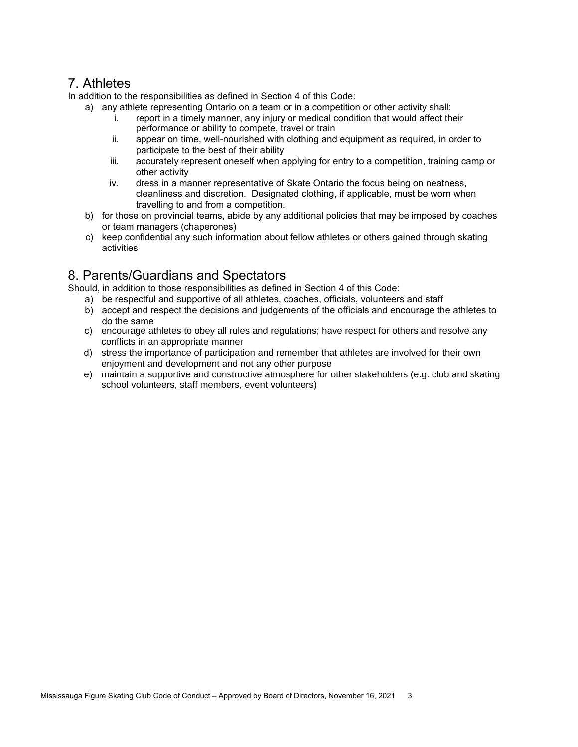## 7. Athletes

In addition to the responsibilities as defined in Section 4 of this Code:

a) any athlete representing Ontario on a team or in a competition or other activity shall:
   i. report in a timely manner, any injury or medical condition that would affect their performance or ability to compete, travel or train
   ii. appear on time, well-nourished with clothing and equipment as required, in order to participate to the best of their ability
   iii. accurately represent oneself when applying for entry to a competition, training camp or other activity
   iv. dress in a manner representative of Skate Ontario the focus being on neatness, cleanliness and discretion. Designated clothing, if applicable, must be worn when travelling to and from a competition.

b) for those on provincial teams, abide by any additional policies that may be imposed by coaches or team managers (chaperones)

c) keep confidential any such information about fellow athletes or others gained through skating activities

## 8. Parents/Guardians and Spectators

Should, in addition to those responsibilities as defined in Section 4 of this Code:

a) be respectful and supportive of all athletes, coaches, officials, volunteers and staff
b) accept and respect the decisions and judgements of the officials and encourage the athletes to do the same
c) encourage athletes to obey all rules and regulations; have respect for others and resolve any conflicts in an appropriate manner
d) stress the importance of participation and remember that athletes are involved for their own enjoyment and development and not any other purpose
e) maintain a supportive and constructive atmosphere for other stakeholders (e.g. club and skating school volunteers, staff members, event volunteers)